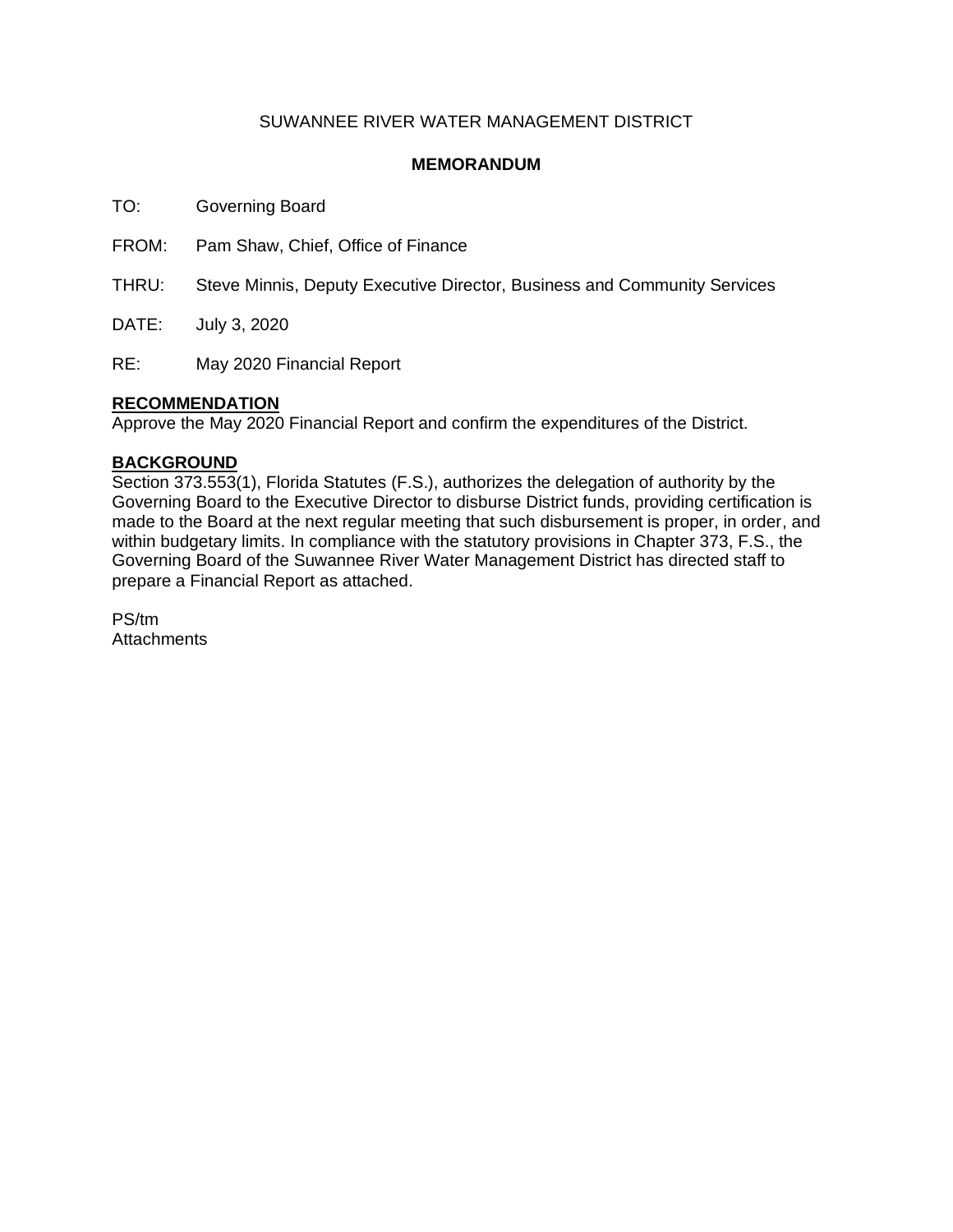SUWANNEE RIVER WATER MANAGEMENT DISTRICT

**MEMORANDUM**

TO: Governing Board

FROM: Pam Shaw, Chief, Office of Finance

THRU: Steve Minnis, Deputy Executive Director, Business and Community Services

DATE: July 3, 2020

RE: May 2020 Financial Report

**RECOMMENDATION**

Approve the May 2020 Financial Report and confirm the expenditures of the District.

**BACKGROUND**

Section 373.553(1), Florida Statutes (F.S.), authorizes the delegation of authority by the Governing Board to the Executive Director to disburse District funds, providing certification is made to the Board at the next regular meeting that such disbursement is proper, in order, and within budgetary limits. In compliance with the statutory provisions in Chapter 373, F.S., the Governing Board of the Suwannee River Water Management District has directed staff to prepare a Financial Report as attached.

PS/tm

Attachments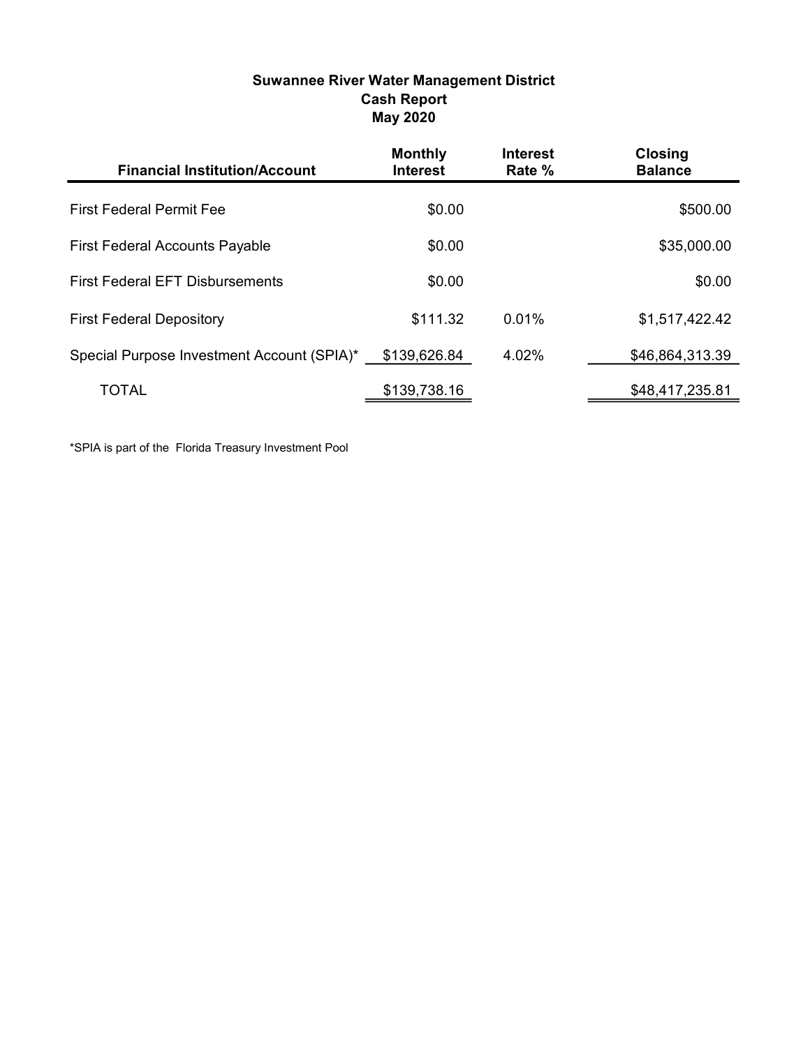**Suwannee River Water Management District**
**Cash Report**
**May 2020**

| Financial Institution/Account | Monthly Interest | Interest Rate % | Closing Balance |
|---|---|---|---|
| First Federal Permit Fee | $0.00 | | $500.00 |
| First Federal Accounts Payable | $0.00 | | $35,000.00 |
| First Federal EFT Disbursements | $0.00 | | $0.00 |
| First Federal Depository | $111.32 | 0.01% | $1,517,422.42 |
| Special Purpose Investment Account (SPIA)* | $139,626.84 | 4.02% | $46,864,313.39 |
| TOTAL | $139,738.16 | | $48,417,235.81 |

*SPIA is part of the Florida Treasury Investment Pool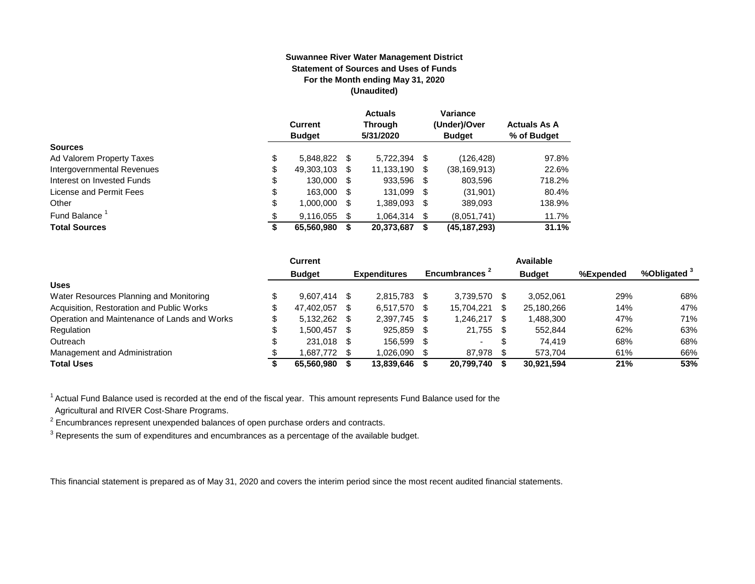**Suwannee River Water Management District**
**Statement of Sources and Uses of Funds**
**For the Month ending May 31, 2020**
**(Unaudited)**

| | Current Budget | Actuals Through 5/31/2020 | Variance (Under)/Over Budget | Actuals As A % of Budget |
|---|---|---|---|---|
| **Sources** | | | | |
| Ad Valorem Property Taxes | $ 5,848,822 | $ 5,722,394 | $ (126,428) | 97.8% |
| Intergovernmental Revenues | $ 49,303,103 | $ 11,133,190 | $ (38,169,913) | 22.6% |
| Interest on Invested Funds | $ 130,000 | $ 933,596 | $ 803,596 | 718.2% |
| License and Permit Fees | $ 163,000 | $ 131,099 | $ (31,901) | 80.4% |
| Other | $ 1,000,000 | $ 1,389,093 | $ 389,093 | 138.9% |
| Fund Balance [1] | $ 9,116,055 | $ 1,064,314 | $ (8,051,741) | 11.7% |
| **Total Sources** | **$ 65,560,980** | **$ 20,373,687** | **$ (45,187,293)** | **31.1%** |

| | Current Budget | Expenditures | Encumbrances [2] | Available Budget | %Expended | %Obligated [3] |
|---|---|---|---|---|---|---|
| **Uses** | | | | | | |
| Water Resources Planning and Monitoring | $ 9,607,414 | $ 2,815,783 | $ 3,739,570 | $ 3,052,061 | 29% | 68% |
| Acquisition, Restoration and Public Works | $ 47,402,057 | $ 6,517,570 | $ 15,704,221 | $ 25,180,266 | 14% | 47% |
| Operation and Maintenance of Lands and Works | $ 5,132,262 | $ 2,397,745 | $ 1,246,217 | $ 1,488,300 | 47% | 71% |
| Regulation | $ 1,500,457 | $ 925,859 | $ 21,755 | $ 552,844 | 62% | 63% |
| Outreach | $ 231,018 | $ 156,599 | $ - | $ 74,419 | 68% | 68% |
| Management and Administration | $ 1,687,772 | $ 1,026,090 | $ 87,978 | $ 573,704 | 61% | 66% |
| **Total Uses** | **$ 65,560,980** | **$ 13,839,646** | **$ 20,799,740** | **$ 30,921,594** | **21%** | **53%** |

[1] Actual Fund Balance used is recorded at the end of the fiscal year. This amount represents Fund Balance used for the Agricultural and RIVER Cost-Share Programs.

[2] Encumbrances represent unexpended balances of open purchase orders and contracts.

[3] Represents the sum of expenditures and encumbrances as a percentage of the available budget.

This financial statement is prepared as of May 31, 2020 and covers the interim period since the most recent audited financial statements.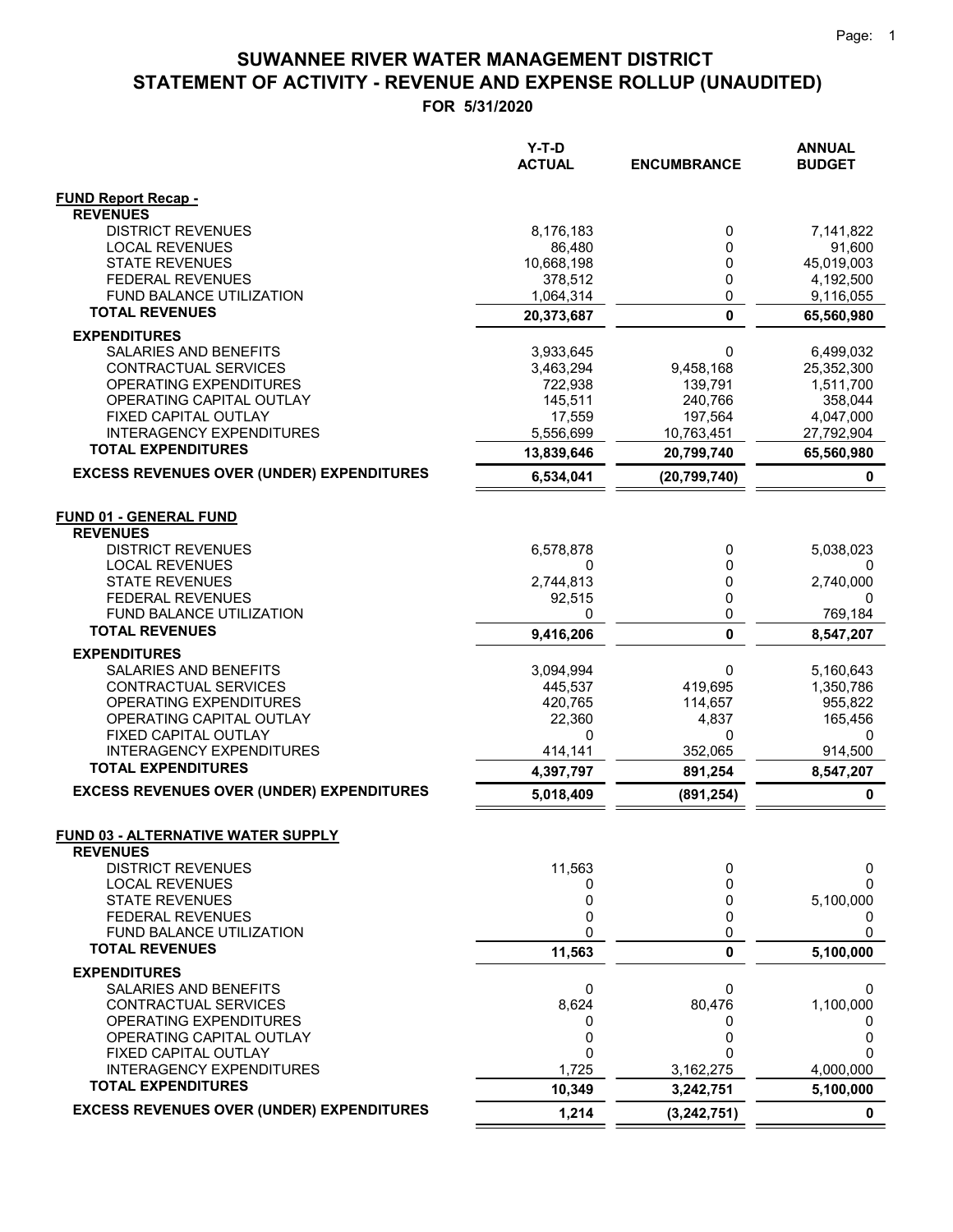# SUWANNEE RIVER WATER MANAGEMENT DISTRICT
# STATEMENT OF ACTIVITY - REVENUE AND EXPENSE ROLLUP (UNAUDITED)

**FOR 5/31/2020**

| | Y-T-D ACTUAL | ENCUMBRANCE | ANNUAL BUDGET |
|---|---|---|---|
| **FUND Report Recap -** | | | |
| **REVENUES** | | | |
| DISTRICT REVENUES | 8,176,183 | 0 | 7,141,822 |
| LOCAL REVENUES | 86,480 | 0 | 91,600 |
| STATE REVENUES | 10,668,198 | 0 | 45,019,003 |
| FEDERAL REVENUES | 378,512 | 0 | 4,192,500 |
| FUND BALANCE UTILIZATION | 1,064,314 | 0 | 9,116,055 |
| **TOTAL REVENUES** | **20,373,687** | **0** | **65,560,980** |
| **EXPENDITURES** | | | |
| SALARIES AND BENEFITS | 3,933,645 | 0 | 6,499,032 |
| CONTRACTUAL SERVICES | 3,463,294 | 9,458,168 | 25,352,300 |
| OPERATING EXPENDITURES | 722,938 | 139,791 | 1,511,700 |
| OPERATING CAPITAL OUTLAY | 145,511 | 240,766 | 358,044 |
| FIXED CAPITAL OUTLAY | 17,559 | 197,564 | 4,047,000 |
| INTERAGENCY EXPENDITURES | 5,556,699 | 10,763,451 | 27,792,904 |
| **TOTAL EXPENDITURES** | **13,839,646** | **20,799,740** | **65,560,980** |
| **EXCESS REVENUES OVER (UNDER) EXPENDITURES** | **6,534,041** | **(20,799,740)** | **0** |
| **FUND 01 - GENERAL FUND** | | | |
| **REVENUES** | | | |
| DISTRICT REVENUES | 6,578,878 | 0 | 5,038,023 |
| LOCAL REVENUES | 0 | 0 | 0 |
| STATE REVENUES | 2,744,813 | 0 | 2,740,000 |
| FEDERAL REVENUES | 92,515 | 0 | 0 |
| FUND BALANCE UTILIZATION | 0 | 0 | 769,184 |
| **TOTAL REVENUES** | **9,416,206** | **0** | **8,547,207** |
| **EXPENDITURES** | | | |
| SALARIES AND BENEFITS | 3,094,994 | 0 | 5,160,643 |
| CONTRACTUAL SERVICES | 445,537 | 419,695 | 1,350,786 |
| OPERATING EXPENDITURES | 420,765 | 114,657 | 955,822 |
| OPERATING CAPITAL OUTLAY | 22,360 | 4,837 | 165,456 |
| FIXED CAPITAL OUTLAY | 0 | 0 | 0 |
| INTERAGENCY EXPENDITURES | 414,141 | 352,065 | 914,500 |
| **TOTAL EXPENDITURES** | **4,397,797** | **891,254** | **8,547,207** |
| **EXCESS REVENUES OVER (UNDER) EXPENDITURES** | **5,018,409** | **(891,254)** | **0** |
| **FUND 03 - ALTERNATIVE WATER SUPPLY** | | | |
| **REVENUES** | | | |
| DISTRICT REVENUES | 11,563 | 0 | 0 |
| LOCAL REVENUES | 0 | 0 | 0 |
| STATE REVENUES | 0 | 0 | 5,100,000 |
| FEDERAL REVENUES | 0 | 0 | 0 |
| FUND BALANCE UTILIZATION | 0 | 0 | 0 |
| **TOTAL REVENUES** | **11,563** | **0** | **5,100,000** |
| **EXPENDITURES** | | | |
| SALARIES AND BENEFITS | 0 | 0 | 0 |
| CONTRACTUAL SERVICES | 8,624 | 80,476 | 1,100,000 |
| OPERATING EXPENDITURES | 0 | 0 | 0 |
| OPERATING CAPITAL OUTLAY | 0 | 0 | 0 |
| FIXED CAPITAL OUTLAY | 0 | 0 | 0 |
| INTERAGENCY EXPENDITURES | 1,725 | 3,162,275 | 4,000,000 |
| **TOTAL EXPENDITURES** | **10,349** | **3,242,751** | **5,100,000** |
| **EXCESS REVENUES OVER (UNDER) EXPENDITURES** | **1,214** | **(3,242,751)** | **0** |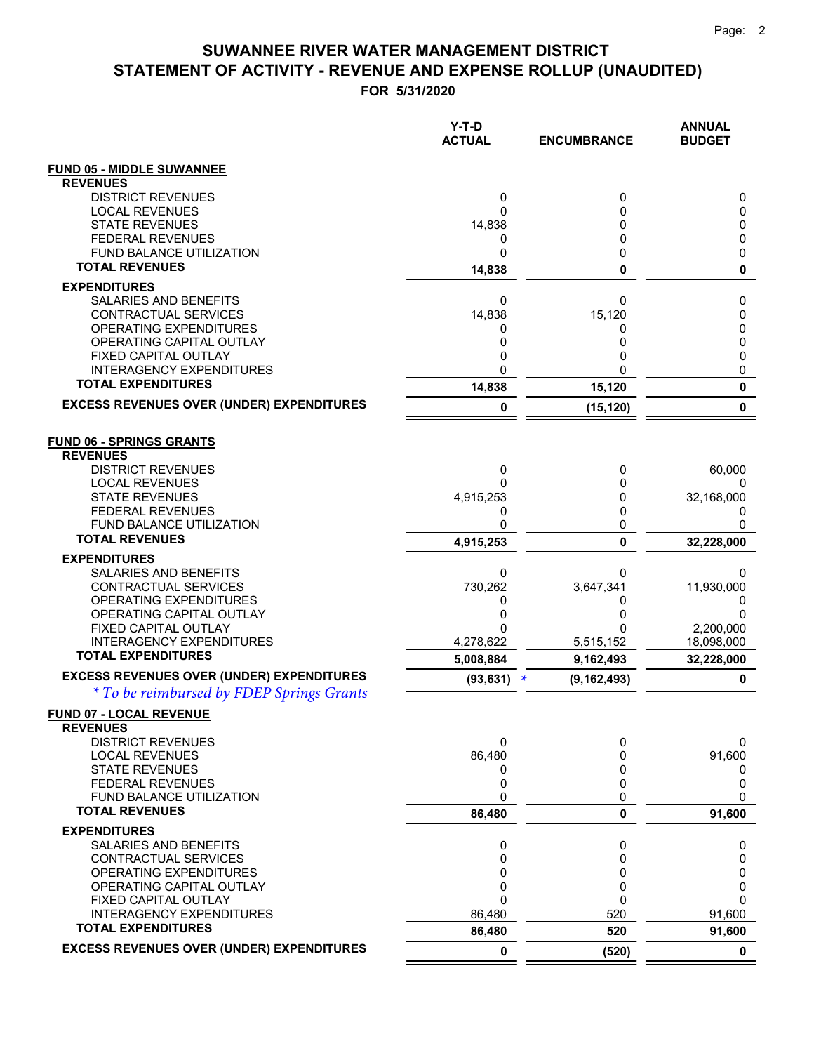# SUWANNEE RIVER WATER MANAGEMENT DISTRICT
## STATEMENT OF ACTIVITY - REVENUE AND EXPENSE ROLLUP (UNAUDITED)
### FOR 5/31/2020

| | Y-T-D ACTUAL | ENCUMBRANCE | ANNUAL BUDGET |
|---|---|---|---|
| **FUND 05 - MIDDLE SUWANNEE** | | | |
| **REVENUES** | | | |
| DISTRICT REVENUES | 0 | 0 | 0 |
| LOCAL REVENUES | 0 | 0 | 0 |
| STATE REVENUES | 14,838 | 0 | 0 |
| FEDERAL REVENUES | 0 | 0 | 0 |
| FUND BALANCE UTILIZATION | 0 | 0 | 0 |
| **TOTAL REVENUES** | **14,838** | **0** | **0** |
| **EXPENDITURES** | | | |
| SALARIES AND BENEFITS | 0 | 0 | 0 |
| CONTRACTUAL SERVICES | 14,838 | 15,120 | 0 |
| OPERATING EXPENDITURES | 0 | 0 | 0 |
| OPERATING CAPITAL OUTLAY | 0 | 0 | 0 |
| FIXED CAPITAL OUTLAY | 0 | 0 | 0 |
| INTERAGENCY EXPENDITURES | 0 | 0 | 0 |
| **TOTAL EXPENDITURES** | **14,838** | **15,120** | **0** |
| **EXCESS REVENUES OVER (UNDER) EXPENDITURES** | **0** | **(15,120)** | **0** |
| **FUND 06 - SPRINGS GRANTS** | | | |
| **REVENUES** | | | |
| DISTRICT REVENUES | 0 | 0 | 60,000 |
| LOCAL REVENUES | 0 | 0 | 0 |
| STATE REVENUES | 4,915,253 | 0 | 32,168,000 |
| FEDERAL REVENUES | 0 | 0 | 0 |
| FUND BALANCE UTILIZATION | 0 | 0 | 0 |
| **TOTAL REVENUES** | **4,915,253** | **0** | **32,228,000** |
| **EXPENDITURES** | | | |
| SALARIES AND BENEFITS | 0 | 0 | 0 |
| CONTRACTUAL SERVICES | 730,262 | 3,647,341 | 11,930,000 |
| OPERATING EXPENDITURES | 0 | 0 | 0 |
| OPERATING CAPITAL OUTLAY | 0 | 0 | 0 |
| FIXED CAPITAL OUTLAY | 0 | 0 | 2,200,000 |
| INTERAGENCY EXPENDITURES | 4,278,622 | 5,515,152 | 18,098,000 |
| **TOTAL EXPENDITURES** | **5,008,884** | **9,162,493** | **32,228,000** |
| **EXCESS REVENUES OVER (UNDER) EXPENDITURES** | **(93,631)** * | **(9,162,493)** | **0** |
| *\* To be reimbursed by FDEP Springs Grants* | | | |
| **FUND 07 - LOCAL REVENUE** | | | |
| **REVENUES** | | | |
| DISTRICT REVENUES | 0 | 0 | 0 |
| LOCAL REVENUES | 86,480 | 0 | 91,600 |
| STATE REVENUES | 0 | 0 | 0 |
| FEDERAL REVENUES | 0 | 0 | 0 |
| FUND BALANCE UTILIZATION | 0 | 0 | 0 |
| **TOTAL REVENUES** | **86,480** | **0** | **91,600** |
| **EXPENDITURES** | | | |
| SALARIES AND BENEFITS | 0 | 0 | 0 |
| CONTRACTUAL SERVICES | 0 | 0 | 0 |
| OPERATING EXPENDITURES | 0 | 0 | 0 |
| OPERATING CAPITAL OUTLAY | 0 | 0 | 0 |
| FIXED CAPITAL OUTLAY | 0 | 0 | 0 |
| INTERAGENCY EXPENDITURES | 86,480 | 520 | 91,600 |
| **TOTAL EXPENDITURES** | **86,480** | **520** | **91,600** |
| **EXCESS REVENUES OVER (UNDER) EXPENDITURES** | **0** | **(520)** | **0** |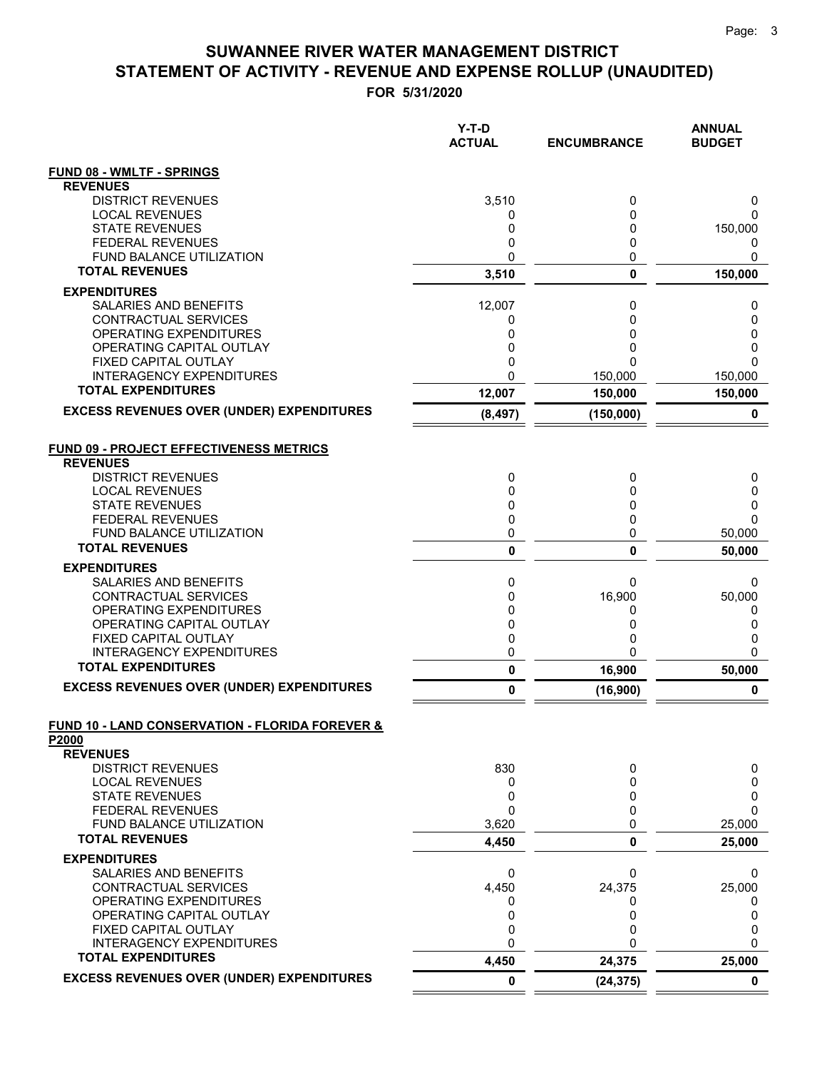# SUWANNEE RIVER WATER MANAGEMENT DISTRICT
## STATEMENT OF ACTIVITY - REVENUE AND EXPENSE ROLLUP (UNAUDITED)
### FOR 5/31/2020

| | Y-T-D ACTUAL | ENCUMBRANCE | ANNUAL BUDGET |
|---|---|---|---|
| **FUND 08 - WMLTF - SPRINGS** | | | |
| **REVENUES** | | | |
| DISTRICT REVENUES | 3,510 | 0 | 0 |
| LOCAL REVENUES | 0 | 0 | 0 |
| STATE REVENUES | 0 | 0 | 150,000 |
| FEDERAL REVENUES | 0 | 0 | 0 |
| FUND BALANCE UTILIZATION | 0 | 0 | 0 |
| **TOTAL REVENUES** | **3,510** | **0** | **150,000** |
| **EXPENDITURES** | | | |
| SALARIES AND BENEFITS | 12,007 | 0 | 0 |
| CONTRACTUAL SERVICES | 0 | 0 | 0 |
| OPERATING EXPENDITURES | 0 | 0 | 0 |
| OPERATING CAPITAL OUTLAY | 0 | 0 | 0 |
| FIXED CAPITAL OUTLAY | 0 | 0 | 0 |
| INTERAGENCY EXPENDITURES | 0 | 150,000 | 150,000 |
| **TOTAL EXPENDITURES** | **12,007** | **150,000** | **150,000** |
| **EXCESS REVENUES OVER (UNDER) EXPENDITURES** | **(8,497)** | **(150,000)** | **0** |
| **FUND 09 - PROJECT EFFECTIVENESS METRICS** | | | |
| **REVENUES** | | | |
| DISTRICT REVENUES | 0 | 0 | 0 |
| LOCAL REVENUES | 0 | 0 | 0 |
| STATE REVENUES | 0 | 0 | 0 |
| FEDERAL REVENUES | 0 | 0 | 0 |
| FUND BALANCE UTILIZATION | 0 | 0 | 50,000 |
| **TOTAL REVENUES** | **0** | **0** | **50,000** |
| **EXPENDITURES** | | | |
| SALARIES AND BENEFITS | 0 | 0 | 0 |
| CONTRACTUAL SERVICES | 0 | 16,900 | 50,000 |
| OPERATING EXPENDITURES | 0 | 0 | 0 |
| OPERATING CAPITAL OUTLAY | 0 | 0 | 0 |
| FIXED CAPITAL OUTLAY | 0 | 0 | 0 |
| INTERAGENCY EXPENDITURES | 0 | 0 | 0 |
| **TOTAL EXPENDITURES** | **0** | **16,900** | **50,000** |
| **EXCESS REVENUES OVER (UNDER) EXPENDITURES** | **0** | **(16,900)** | **0** |
| **FUND 10 - LAND CONSERVATION - FLORIDA FOREVER & P2000** | | | |
| **REVENUES** | | | |
| DISTRICT REVENUES | 830 | 0 | 0 |
| LOCAL REVENUES | 0 | 0 | 0 |
| STATE REVENUES | 0 | 0 | 0 |
| FEDERAL REVENUES | 0 | 0 | 0 |
| FUND BALANCE UTILIZATION | 3,620 | 0 | 25,000 |
| **TOTAL REVENUES** | **4,450** | **0** | **25,000** |
| **EXPENDITURES** | | | |
| SALARIES AND BENEFITS | 0 | 0 | 0 |
| CONTRACTUAL SERVICES | 4,450 | 24,375 | 25,000 |
| OPERATING EXPENDITURES | 0 | 0 | 0 |
| OPERATING CAPITAL OUTLAY | 0 | 0 | 0 |
| FIXED CAPITAL OUTLAY | 0 | 0 | 0 |
| INTERAGENCY EXPENDITURES | 0 | 0 | 0 |
| **TOTAL EXPENDITURES** | **4,450** | **24,375** | **25,000** |
| **EXCESS REVENUES OVER (UNDER) EXPENDITURES** | **0** | **(24,375)** | **0** |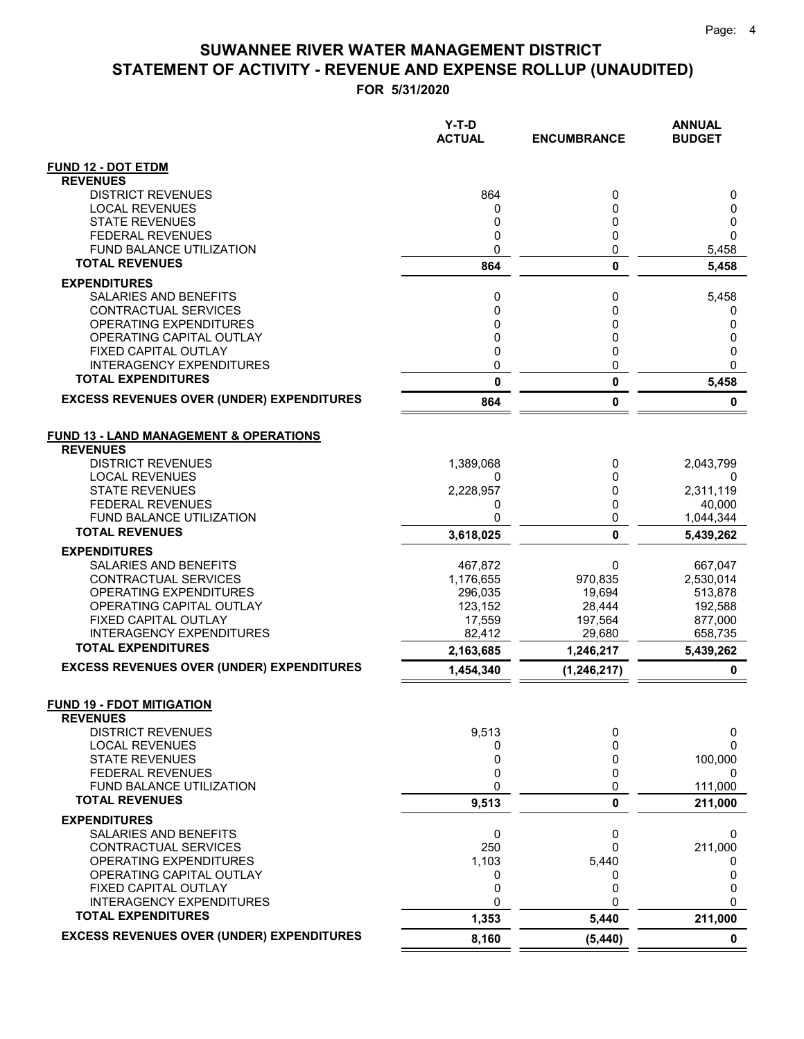# SUWANNEE RIVER WATER MANAGEMENT DISTRICT
## STATEMENT OF ACTIVITY - REVENUE AND EXPENSE ROLLUP (UNAUDITED)
### FOR 5/31/2020

| | Y-T-D ACTUAL | ENCUMBRANCE | ANNUAL BUDGET |
|---|---|---|---|
| **FUND 12 - DOT ETDM** | | | |
| **REVENUES** | | | |
| DISTRICT REVENUES | 864 | 0 | 0 |
| LOCAL REVENUES | 0 | 0 | 0 |
| STATE REVENUES | 0 | 0 | 0 |
| FEDERAL REVENUES | 0 | 0 | 0 |
| FUND BALANCE UTILIZATION | 0 | 0 | 5,458 |
| **TOTAL REVENUES** | **864** | **0** | **5,458** |
| **EXPENDITURES** | | | |
| SALARIES AND BENEFITS | 0 | 0 | 5,458 |
| CONTRACTUAL SERVICES | 0 | 0 | 0 |
| OPERATING EXPENDITURES | 0 | 0 | 0 |
| OPERATING CAPITAL OUTLAY | 0 | 0 | 0 |
| FIXED CAPITAL OUTLAY | 0 | 0 | 0 |
| INTERAGENCY EXPENDITURES | 0 | 0 | 0 |
| **TOTAL EXPENDITURES** | **0** | **0** | **5,458** |
| **EXCESS REVENUES OVER (UNDER) EXPENDITURES** | **864** | **0** | **0** |
| **FUND 13 - LAND MANAGEMENT & OPERATIONS** | | | |
| **REVENUES** | | | |
| DISTRICT REVENUES | 1,389,068 | 0 | 2,043,799 |
| LOCAL REVENUES | 0 | 0 | 0 |
| STATE REVENUES | 2,228,957 | 0 | 2,311,119 |
| FEDERAL REVENUES | 0 | 0 | 40,000 |
| FUND BALANCE UTILIZATION | 0 | 0 | 1,044,344 |
| **TOTAL REVENUES** | **3,618,025** | **0** | **5,439,262** |
| **EXPENDITURES** | | | |
| SALARIES AND BENEFITS | 467,872 | 0 | 667,047 |
| CONTRACTUAL SERVICES | 1,176,655 | 970,835 | 2,530,014 |
| OPERATING EXPENDITURES | 296,035 | 19,694 | 513,878 |
| OPERATING CAPITAL OUTLAY | 123,152 | 28,444 | 192,588 |
| FIXED CAPITAL OUTLAY | 17,559 | 197,564 | 877,000 |
| INTERAGENCY EXPENDITURES | 82,412 | 29,680 | 658,735 |
| **TOTAL EXPENDITURES** | **2,163,685** | **1,246,217** | **5,439,262** |
| **EXCESS REVENUES OVER (UNDER) EXPENDITURES** | **1,454,340** | **(1,246,217)** | **0** |
| **FUND 19 - FDOT MITIGATION** | | | |
| **REVENUES** | | | |
| DISTRICT REVENUES | 9,513 | 0 | 0 |
| LOCAL REVENUES | 0 | 0 | 0 |
| STATE REVENUES | 0 | 0 | 100,000 |
| FEDERAL REVENUES | 0 | 0 | 0 |
| FUND BALANCE UTILIZATION | 0 | 0 | 111,000 |
| **TOTAL REVENUES** | **9,513** | **0** | **211,000** |
| **EXPENDITURES** | | | |
| SALARIES AND BENEFITS | 0 | 0 | 0 |
| CONTRACTUAL SERVICES | 250 | 0 | 211,000 |
| OPERATING EXPENDITURES | 1,103 | 5,440 | 0 |
| OPERATING CAPITAL OUTLAY | 0 | 0 | 0 |
| FIXED CAPITAL OUTLAY | 0 | 0 | 0 |
| INTERAGENCY EXPENDITURES | 0 | 0 | 0 |
| **TOTAL EXPENDITURES** | **1,353** | **5,440** | **211,000** |
| **EXCESS REVENUES OVER (UNDER) EXPENDITURES** | **8,160** | **(5,440)** | **0** |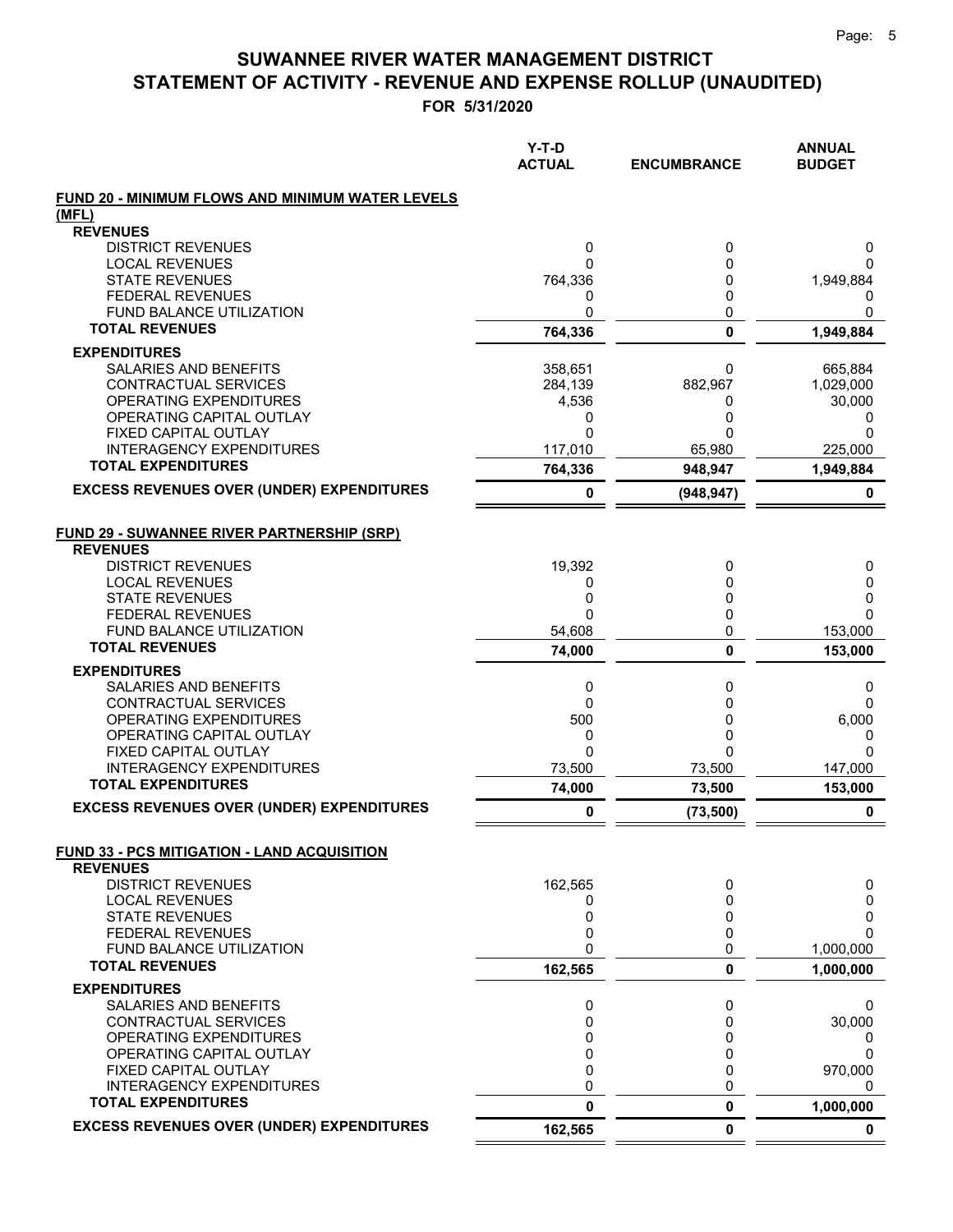# SUWANNEE RIVER WATER MANAGEMENT DISTRICT
# STATEMENT OF ACTIVITY - REVENUE AND EXPENSE ROLLUP (UNAUDITED)

**FOR 5/31/2020**

| | Y-T-D ACTUAL | ENCUMBRANCE | ANNUAL BUDGET |
|---|---|---|---|
| **FUND 20 - MINIMUM FLOWS AND MINIMUM WATER LEVELS (MFL)** | | | |
| **REVENUES** | | | |
| DISTRICT REVENUES | 0 | 0 | 0 |
| LOCAL REVENUES | 0 | 0 | 0 |
| STATE REVENUES | 764,336 | 0 | 1,949,884 |
| FEDERAL REVENUES | 0 | 0 | 0 |
| FUND BALANCE UTILIZATION | 0 | 0 | 0 |
| **TOTAL REVENUES** | **764,336** | **0** | **1,949,884** |
| **EXPENDITURES** | | | |
| SALARIES AND BENEFITS | 358,651 | 0 | 665,884 |
| CONTRACTUAL SERVICES | 284,139 | 882,967 | 1,029,000 |
| OPERATING EXPENDITURES | 4,536 | 0 | 30,000 |
| OPERATING CAPITAL OUTLAY | 0 | 0 | 0 |
| FIXED CAPITAL OUTLAY | 0 | 0 | 0 |
| INTERAGENCY EXPENDITURES | 117,010 | 65,980 | 225,000 |
| **TOTAL EXPENDITURES** | **764,336** | **948,947** | **1,949,884** |
| **EXCESS REVENUES OVER (UNDER) EXPENDITURES** | **0** | **(948,947)** | **0** |
| **FUND 29 - SUWANNEE RIVER PARTNERSHIP (SRP)** | | | |
| **REVENUES** | | | |
| DISTRICT REVENUES | 19,392 | 0 | 0 |
| LOCAL REVENUES | 0 | 0 | 0 |
| STATE REVENUES | 0 | 0 | 0 |
| FEDERAL REVENUES | 0 | 0 | 0 |
| FUND BALANCE UTILIZATION | 54,608 | 0 | 153,000 |
| **TOTAL REVENUES** | **74,000** | **0** | **153,000** |
| **EXPENDITURES** | | | |
| SALARIES AND BENEFITS | 0 | 0 | 0 |
| CONTRACTUAL SERVICES | 0 | 0 | 0 |
| OPERATING EXPENDITURES | 500 | 0 | 6,000 |
| OPERATING CAPITAL OUTLAY | 0 | 0 | 0 |
| FIXED CAPITAL OUTLAY | 0 | 0 | 0 |
| INTERAGENCY EXPENDITURES | 73,500 | 73,500 | 147,000 |
| **TOTAL EXPENDITURES** | **74,000** | **73,500** | **153,000** |
| **EXCESS REVENUES OVER (UNDER) EXPENDITURES** | **0** | **(73,500)** | **0** |
| **FUND 33 - PCS MITIGATION - LAND ACQUISITION** | | | |
| **REVENUES** | | | |
| DISTRICT REVENUES | 162,565 | 0 | 0 |
| LOCAL REVENUES | 0 | 0 | 0 |
| STATE REVENUES | 0 | 0 | 0 |
| FEDERAL REVENUES | 0 | 0 | 0 |
| FUND BALANCE UTILIZATION | 0 | 0 | 1,000,000 |
| **TOTAL REVENUES** | **162,565** | **0** | **1,000,000** |
| **EXPENDITURES** | | | |
| SALARIES AND BENEFITS | 0 | 0 | 0 |
| CONTRACTUAL SERVICES | 0 | 0 | 30,000 |
| OPERATING EXPENDITURES | 0 | 0 | 0 |
| OPERATING CAPITAL OUTLAY | 0 | 0 | 0 |
| FIXED CAPITAL OUTLAY | 0 | 0 | 970,000 |
| INTERAGENCY EXPENDITURES | 0 | 0 | 0 |
| **TOTAL EXPENDITURES** | **0** | **0** | **1,000,000** |
| **EXCESS REVENUES OVER (UNDER) EXPENDITURES** | **162,565** | **0** | **0** |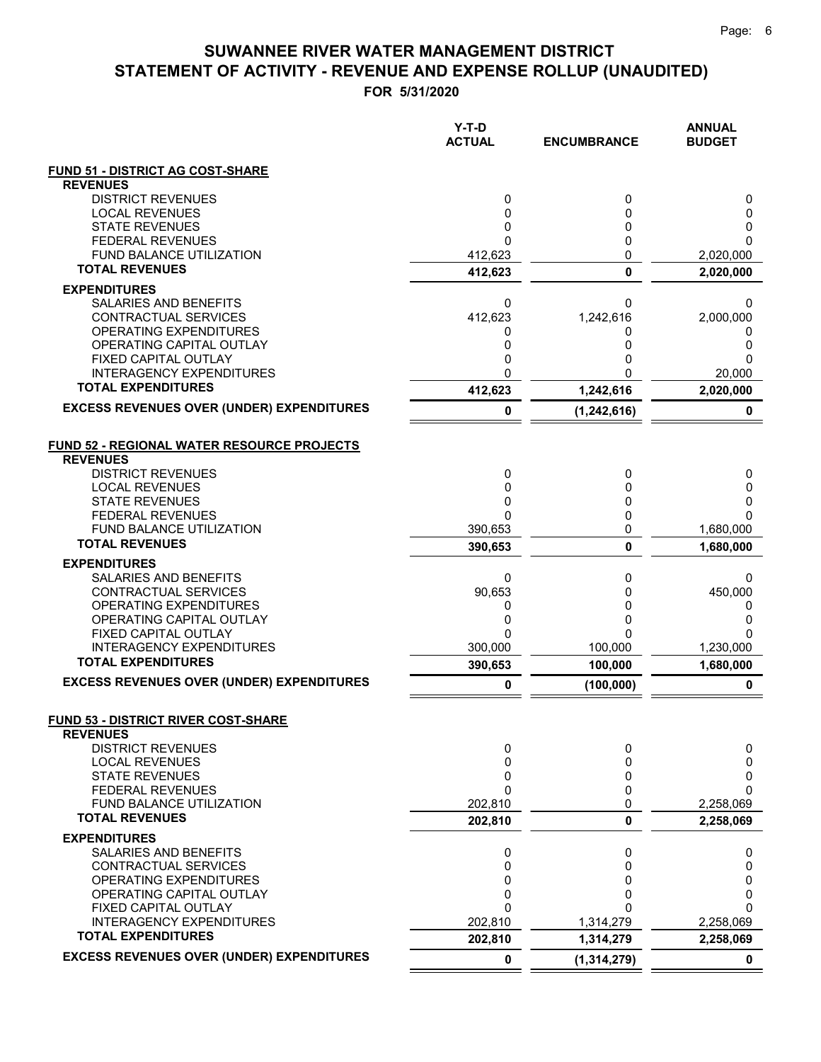# SUWANNEE RIVER WATER MANAGEMENT DISTRICT
# STATEMENT OF ACTIVITY - REVENUE AND EXPENSE ROLLUP (UNAUDITED)

**FOR 5/31/2020**

| | Y-T-D ACTUAL | ENCUMBRANCE | ANNUAL BUDGET |
|---|---|---|---|
| **FUND 51 - DISTRICT AG COST-SHARE** | | | |
| **REVENUES** | | | |
| DISTRICT REVENUES | 0 | 0 | 0 |
| LOCAL REVENUES | 0 | 0 | 0 |
| STATE REVENUES | 0 | 0 | 0 |
| FEDERAL REVENUES | 0 | 0 | 0 |
| FUND BALANCE UTILIZATION | 412,623 | 0 | 2,020,000 |
| **TOTAL REVENUES** | **412,623** | **0** | **2,020,000** |
| **EXPENDITURES** | | | |
| SALARIES AND BENEFITS | 0 | 0 | 0 |
| CONTRACTUAL SERVICES | 412,623 | 1,242,616 | 2,000,000 |
| OPERATING EXPENDITURES | 0 | 0 | 0 |
| OPERATING CAPITAL OUTLAY | 0 | 0 | 0 |
| FIXED CAPITAL OUTLAY | 0 | 0 | 0 |
| INTERAGENCY EXPENDITURES | 0 | 0 | 20,000 |
| **TOTAL EXPENDITURES** | **412,623** | **1,242,616** | **2,020,000** |
| **EXCESS REVENUES OVER (UNDER) EXPENDITURES** | **0** | **(1,242,616)** | **0** |
| **FUND 52 - REGIONAL WATER RESOURCE PROJECTS** | | | |
| **REVENUES** | | | |
| DISTRICT REVENUES | 0 | 0 | 0 |
| LOCAL REVENUES | 0 | 0 | 0 |
| STATE REVENUES | 0 | 0 | 0 |
| FEDERAL REVENUES | 0 | 0 | 0 |
| FUND BALANCE UTILIZATION | 390,653 | 0 | 1,680,000 |
| **TOTAL REVENUES** | **390,653** | **0** | **1,680,000** |
| **EXPENDITURES** | | | |
| SALARIES AND BENEFITS | 0 | 0 | 0 |
| CONTRACTUAL SERVICES | 90,653 | 0 | 450,000 |
| OPERATING EXPENDITURES | 0 | 0 | 0 |
| OPERATING CAPITAL OUTLAY | 0 | 0 | 0 |
| FIXED CAPITAL OUTLAY | 0 | 0 | 0 |
| INTERAGENCY EXPENDITURES | 300,000 | 100,000 | 1,230,000 |
| **TOTAL EXPENDITURES** | **390,653** | **100,000** | **1,680,000** |
| **EXCESS REVENUES OVER (UNDER) EXPENDITURES** | **0** | **(100,000)** | **0** |
| **FUND 53 - DISTRICT RIVER COST-SHARE** | | | |
| **REVENUES** | | | |
| DISTRICT REVENUES | 0 | 0 | 0 |
| LOCAL REVENUES | 0 | 0 | 0 |
| STATE REVENUES | 0 | 0 | 0 |
| FEDERAL REVENUES | 0 | 0 | 0 |
| FUND BALANCE UTILIZATION | 202,810 | 0 | 2,258,069 |
| **TOTAL REVENUES** | **202,810** | **0** | **2,258,069** |
| **EXPENDITURES** | | | |
| SALARIES AND BENEFITS | 0 | 0 | 0 |
| CONTRACTUAL SERVICES | 0 | 0 | 0 |
| OPERATING EXPENDITURES | 0 | 0 | 0 |
| OPERATING CAPITAL OUTLAY | 0 | 0 | 0 |
| FIXED CAPITAL OUTLAY | 0 | 0 | 0 |
| INTERAGENCY EXPENDITURES | 202,810 | 1,314,279 | 2,258,069 |
| **TOTAL EXPENDITURES** | **202,810** | **1,314,279** | **2,258,069** |
| **EXCESS REVENUES OVER (UNDER) EXPENDITURES** | **0** | **(1,314,279)** | **0** |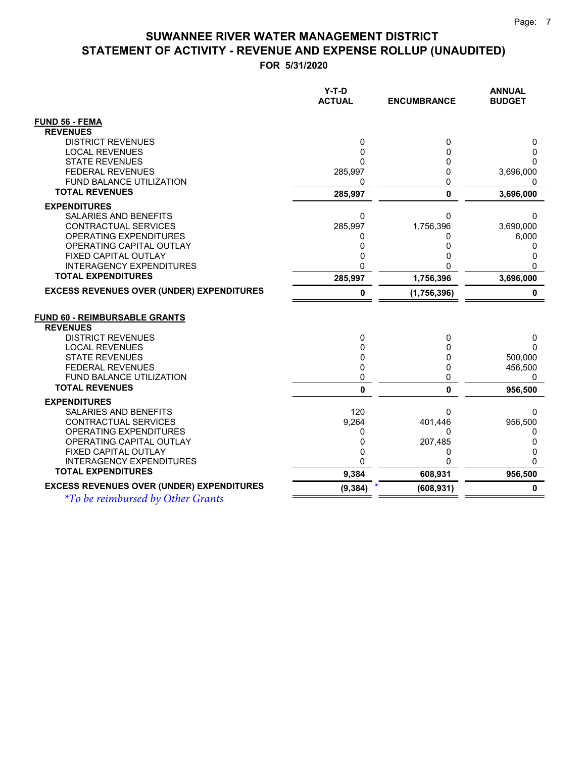# SUWANNEE RIVER WATER MANAGEMENT DISTRICT
# STATEMENT OF ACTIVITY - REVENUE AND EXPENSE ROLLUP (UNAUDITED)
## FOR 5/31/2020

| | Y-T-D ACTUAL | ENCUMBRANCE | ANNUAL BUDGET |
|---|---|---|---|
| **FUND 56 - FEMA** | | | |
| **REVENUES** | | | |
| DISTRICT REVENUES | 0 | 0 | 0 |
| LOCAL REVENUES | 0 | 0 | 0 |
| STATE REVENUES | 0 | 0 | 0 |
| FEDERAL REVENUES | 285,997 | 0 | 3,696,000 |
| FUND BALANCE UTILIZATION | 0 | 0 | 0 |
| **TOTAL REVENUES** | **285,997** | **0** | **3,696,000** |
| **EXPENDITURES** | | | |
| SALARIES AND BENEFITS | 0 | 0 | 0 |
| CONTRACTUAL SERVICES | 285,997 | 1,756,396 | 3,690,000 |
| OPERATING EXPENDITURES | 0 | 0 | 6,000 |
| OPERATING CAPITAL OUTLAY | 0 | 0 | 0 |
| FIXED CAPITAL OUTLAY | 0 | 0 | 0 |
| INTERAGENCY EXPENDITURES | 0 | 0 | 0 |
| **TOTAL EXPENDITURES** | **285,997** | **1,756,396** | **3,696,000** |
| **EXCESS REVENUES OVER (UNDER) EXPENDITURES** | **0** | **(1,756,396)** | **0** |
| **FUND 60 - REIMBURSABLE GRANTS** | | | |
| **REVENUES** | | | |
| DISTRICT REVENUES | 0 | 0 | 0 |
| LOCAL REVENUES | 0 | 0 | 0 |
| STATE REVENUES | 0 | 0 | 500,000 |
| FEDERAL REVENUES | 0 | 0 | 456,500 |
| FUND BALANCE UTILIZATION | 0 | 0 | 0 |
| **TOTAL REVENUES** | **0** | **0** | **956,500** |
| **EXPENDITURES** | | | |
| SALARIES AND BENEFITS | 120 | 0 | 0 |
| CONTRACTUAL SERVICES | 9,264 | 401,446 | 956,500 |
| OPERATING EXPENDITURES | 0 | 0 | 0 |
| OPERATING CAPITAL OUTLAY | 0 | 207,485 | 0 |
| FIXED CAPITAL OUTLAY | 0 | 0 | 0 |
| INTERAGENCY EXPENDITURES | 0 | 0 | 0 |
| **TOTAL EXPENDITURES** | **9,384** | **608,931** | **956,500** |
| **EXCESS REVENUES OVER (UNDER) EXPENDITURES** | **(9,384)** * | **(608,931)** | **0** |

*\*To be reimbursed by Other Grants*